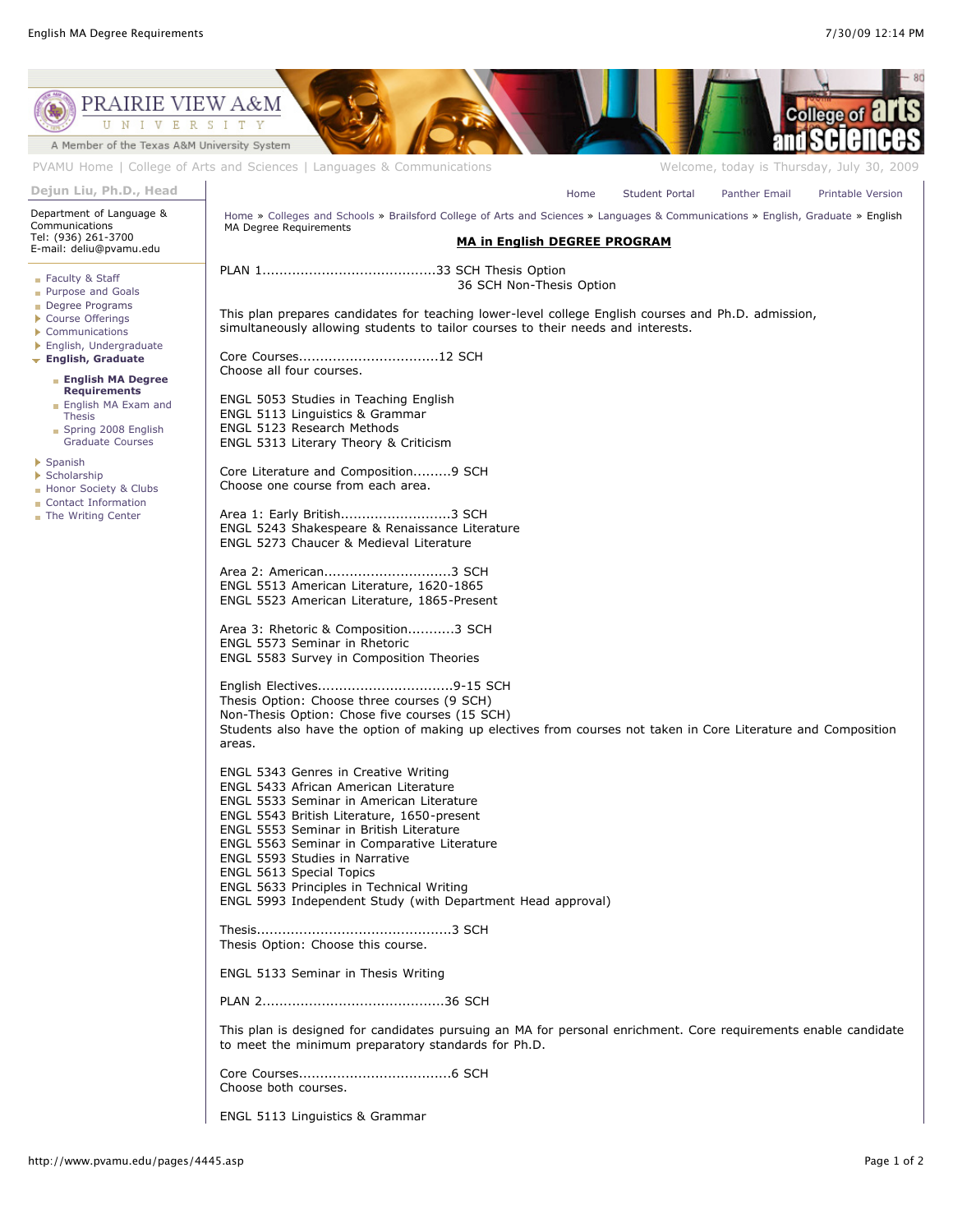Prairie View A&M University
A Member of the Texas A&M University System

PVAMU Home | College of Arts and Sciences | Languages & Communications

Welcome, today is Thursday, July 30, 2009

**Dejun Liu, Ph.D., Head**

Department of Language & Communications
Tel: (936) 261-3700
E-mail: deliu@pvamu.edu

- Faculty & Staff
- Purpose and Goals
- Degree Programs
- Course Offerings
- Communications
- English, Undergraduate
- **English, Graduate**
  - **English MA Degree Requirements**
  - English MA Exam and Thesis
  - Spring 2008 English Graduate Courses
- Spanish
- Scholarship
- Honor Society & Clubs
- Contact Information
- The Writing Center

Home | Student Portal | Panther Email | Printable Version

Home » Colleges and Schools » Brailsford College of Arts and Sciences » Languages & Communications » English, Graduate » English MA Degree Requirements

## MA in English DEGREE PROGRAM

PLAN 1.........................................33 SCH Thesis Option
36 SCH Non-Thesis Option

This plan prepares candidates for teaching lower-level college English courses and Ph.D. admission, simultaneously allowing students to tailor courses to their needs and interests.

Core Courses................................12 SCH
Choose all four courses.

ENGL 5053 Studies in Teaching English
ENGL 5113 Linguistics & Grammar
ENGL 5123 Research Methods
ENGL 5313 Literary Theory & Criticism

Core Literature and Composition.........9 SCH
Choose one course from each area.

Area 1: Early British..........................3 SCH
ENGL 5243 Shakespeare & Renaissance Literature
ENGL 5273 Chaucer & Medieval Literature

Area 2: American..............................3 SCH
ENGL 5513 American Literature, 1620-1865
ENGL 5523 American Literature, 1865-Present

Area 3: Rhetoric & Composition...........3 SCH
ENGL 5573 Seminar in Rhetoric
ENGL 5583 Survey in Composition Theories

English Electives...............................9-15 SCH
Thesis Option: Choose three courses (9 SCH)
Non-Thesis Option: Chose five courses (15 SCH)
Students also have the option of making up electives from courses not taken in Core Literature and Composition areas.

ENGL 5343 Genres in Creative Writing
ENGL 5433 African American Literature
ENGL 5533 Seminar in American Literature
ENGL 5543 British Literature, 1650-present
ENGL 5553 Seminar in British Literature
ENGL 5563 Seminar in Comparative Literature
ENGL 5593 Studies in Narrative
ENGL 5613 Special Topics
ENGL 5633 Principles in Technical Writing
ENGL 5993 Independent Study (with Department Head approval)

Thesis.............................................3 SCH
Thesis Option: Choose this course.

ENGL 5133 Seminar in Thesis Writing

PLAN 2..........................................36 SCH

This plan is designed for candidates pursuing an MA for personal enrichment. Core requirements enable candidate to meet the minimum preparatory standards for Ph.D.

Core Courses...................................6 SCH
Choose both courses.

ENGL 5113 Linguistics & Grammar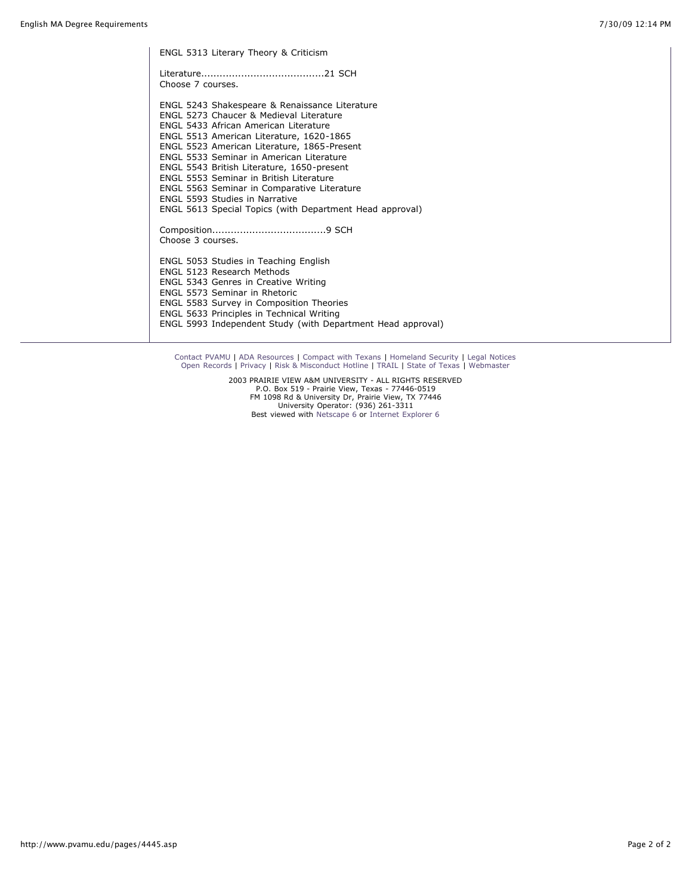ENGL 5313 Literary Theory & Criticism

Literature........................................21 SCH
Choose 7 courses.

ENGL 5243 Shakespeare & Renaissance Literature
ENGL 5273 Chaucer & Medieval Literature
ENGL 5433 African American Literature
ENGL 5513 American Literature, 1620-1865
ENGL 5523 American Literature, 1865-Present
ENGL 5533 Seminar in American Literature
ENGL 5543 British Literature, 1650-present
ENGL 5553 Seminar in British Literature
ENGL 5563 Seminar in Comparative Literature
ENGL 5593 Studies in Narrative
ENGL 5613 Special Topics (with Department Head approval)

Composition.....................................9 SCH
Choose 3 courses.

ENGL 5053 Studies in Teaching English
ENGL 5123 Research Methods
ENGL 5343 Genres in Creative Writing
ENGL 5573 Seminar in Rhetoric
ENGL 5583 Survey in Composition Theories
ENGL 5633 Principles in Technical Writing
ENGL 5993 Independent Study (with Department Head approval)

Contact PVAMU | ADA Resources | Compact with Texans | Homeland Security | Legal Notices
Open Records | Privacy | Risk & Misconduct Hotline | TRAIL | State of Texas | Webmaster

2003 PRAIRIE VIEW A&M UNIVERSITY - ALL RIGHTS RESERVED
P.O. Box 519 - Prairie View, Texas - 77446-0519
FM 1098 Rd & University Dr, Prairie View, TX 77446
University Operator: (936) 261-3311
Best viewed with Netscape 6 or Internet Explorer 6